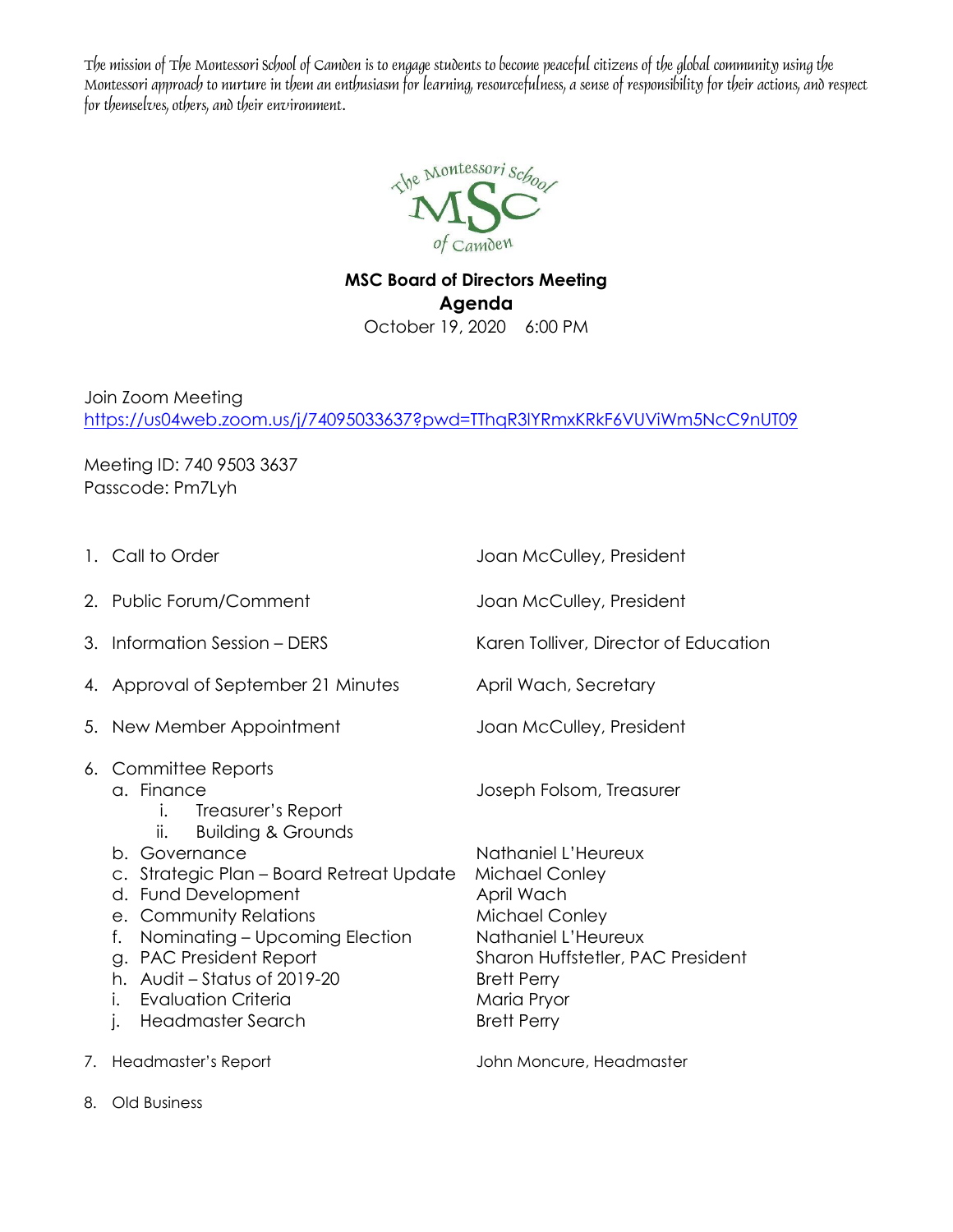*The mission of The Montessori School of Camden is to engage students to become peaceful citizens of the global community using the Montessori approach to nurture in them an enthusiasm for learning, resourcefulness, a sense of responsibility for their actions, and respect for themselves, others, and their environment.*

The Montessori School MSC of Camden

**MSC Board of Directors Meeting**

**Agenda**

October 19, 2020 6:00 PM

Join Zoom Meeting
https://us04web.zoom.us/j/74095033637?pwd=TThqR3lYRmxKRkF6VUViWm5NcC9nUT09

Meeting ID: 740 9503 3637
Passcode: Pm7Lyh

1. Call to Order — Joan McCulley, President
2. Public Forum/Comment — Joan McCulley, President
3. Information Session – DERS — Karen Tolliver, Director of Education
4. Approval of September 21 Minutes — April Wach, Secretary
5. New Member Appointment — Joan McCulley, President
6. Committee Reports
   a. Finance — Joseph Folsom, Treasurer
      i. Treasurer's Report
      ii. Building & Grounds
   b. Governance — Nathaniel L'Heureux
   c. Strategic Plan – Board Retreat Update — Michael Conley
   d. Fund Development — April Wach
   e. Community Relations — Michael Conley
   f. Nominating – Upcoming Election — Nathaniel L'Heureux
   g. PAC President Report — Sharon Huffstetler, PAC President
   h. Audit – Status of 2019-20 — Brett Perry
   i. Evaluation Criteria — Maria Pryor
   j. Headmaster Search — Brett Perry
7. Headmaster's Report — John Moncure, Headmaster
8. Old Business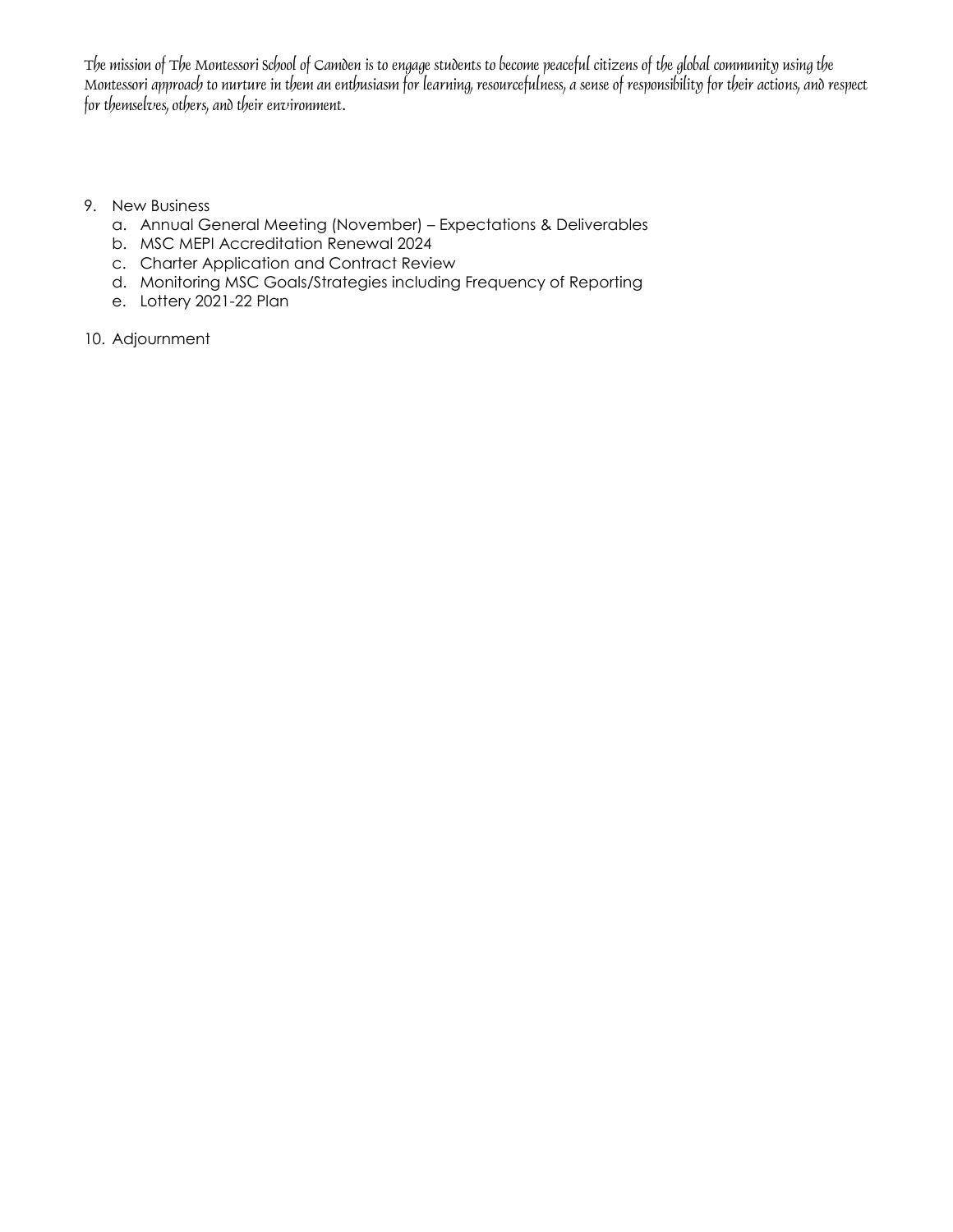*The mission of The Montessori School of Camden is to engage students to become peaceful citizens of the global community using the Montessori approach to nurture in them an enthusiasm for learning, resourcefulness, a sense of responsibility for their actions, and respect for themselves, others, and their environment.*

9. New Business
   a. Annual General Meeting (November) – Expectations & Deliverables
   b. MSC MEPI Accreditation Renewal 2024
   c. Charter Application and Contract Review
   d. Monitoring MSC Goals/Strategies including Frequency of Reporting
   e. Lottery 2021-22 Plan

10. Adjournment